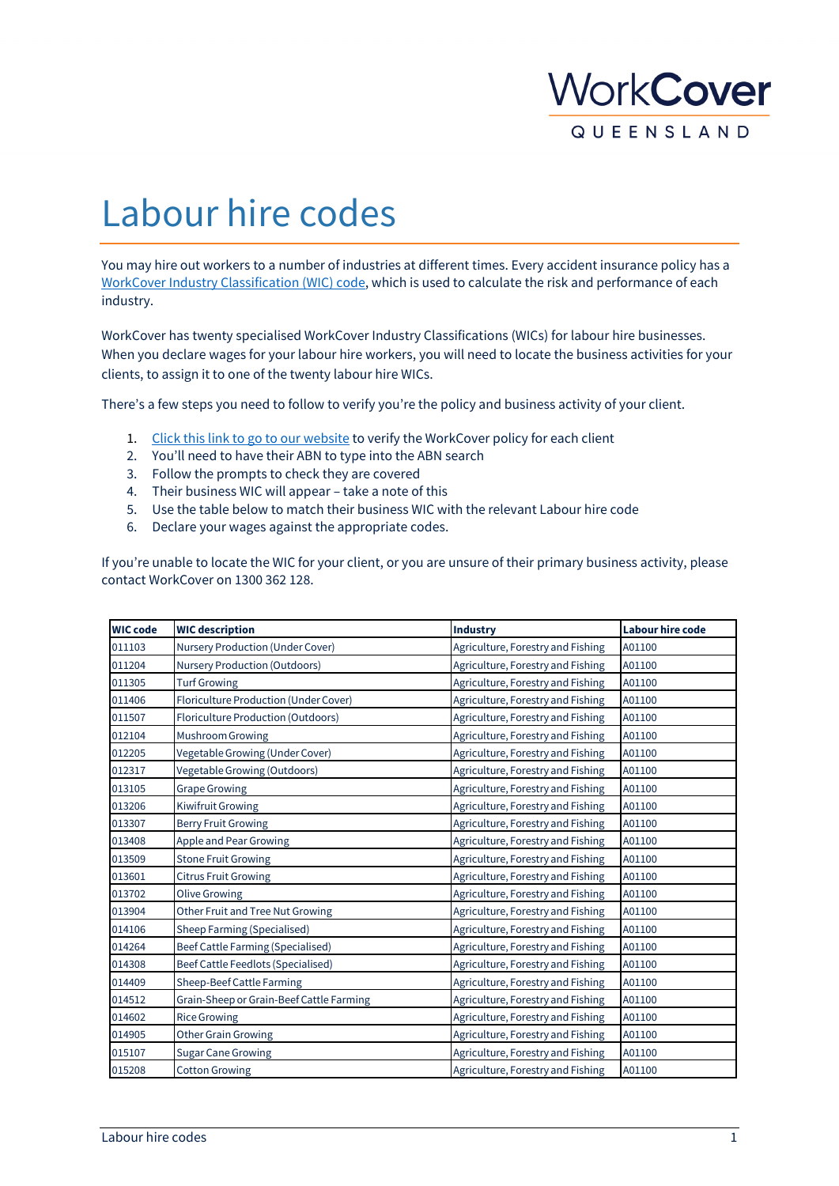# Labour hire codes

You may hire out workers to a number of industries at different times. Every accident insurance policy has a [WorkCover Industry Classification (WIC) code](), which is used to calculate the risk and performance of each industry.

WorkCover has twenty specialised WorkCover Industry Classifications (WICs) for labour hire businesses. When you declare wages for your labour hire workers, you will need to locate the business activities for your clients, to assign it to one of the twenty labour hire WICs.

There's a few steps you need to follow to verify you're the policy and business activity of your client.

1. [Click this link to go to our website]() to verify the WorkCover policy for each client
2. You'll need to have their ABN to type into the ABN search
3. Follow the prompts to check they are covered
4. Their business WIC will appear – take a note of this
5. Use the table below to match their business WIC with the relevant Labour hire code
6. Declare your wages against the appropriate codes.

If you're unable to locate the WIC for your client, or you are unsure of their primary business activity, please contact WorkCover on 1300 362 128.

| WIC code | WIC description | Industry | Labour hire code |
|---|---|---|---|
| 011103 | Nursery Production (Under Cover) | Agriculture, Forestry and Fishing | A01100 |
| 011204 | Nursery Production (Outdoors) | Agriculture, Forestry and Fishing | A01100 |
| 011305 | Turf Growing | Agriculture, Forestry and Fishing | A01100 |
| 011406 | Floriculture Production (Under Cover) | Agriculture, Forestry and Fishing | A01100 |
| 011507 | Floriculture Production (Outdoors) | Agriculture, Forestry and Fishing | A01100 |
| 012104 | Mushroom Growing | Agriculture, Forestry and Fishing | A01100 |
| 012205 | Vegetable Growing (Under Cover) | Agriculture, Forestry and Fishing | A01100 |
| 012317 | Vegetable Growing (Outdoors) | Agriculture, Forestry and Fishing | A01100 |
| 013105 | Grape Growing | Agriculture, Forestry and Fishing | A01100 |
| 013206 | Kiwifruit Growing | Agriculture, Forestry and Fishing | A01100 |
| 013307 | Berry Fruit Growing | Agriculture, Forestry and Fishing | A01100 |
| 013408 | Apple and Pear Growing | Agriculture, Forestry and Fishing | A01100 |
| 013509 | Stone Fruit Growing | Agriculture, Forestry and Fishing | A01100 |
| 013601 | Citrus Fruit Growing | Agriculture, Forestry and Fishing | A01100 |
| 013702 | Olive Growing | Agriculture, Forestry and Fishing | A01100 |
| 013904 | Other Fruit and Tree Nut Growing | Agriculture, Forestry and Fishing | A01100 |
| 014106 | Sheep Farming (Specialised) | Agriculture, Forestry and Fishing | A01100 |
| 014264 | Beef Cattle Farming (Specialised) | Agriculture, Forestry and Fishing | A01100 |
| 014308 | Beef Cattle Feedlots (Specialised) | Agriculture, Forestry and Fishing | A01100 |
| 014409 | Sheep-Beef Cattle Farming | Agriculture, Forestry and Fishing | A01100 |
| 014512 | Grain-Sheep or Grain-Beef Cattle Farming | Agriculture, Forestry and Fishing | A01100 |
| 014602 | Rice Growing | Agriculture, Forestry and Fishing | A01100 |
| 014905 | Other Grain Growing | Agriculture, Forestry and Fishing | A01100 |
| 015107 | Sugar Cane Growing | Agriculture, Forestry and Fishing | A01100 |
| 015208 | Cotton Growing | Agriculture, Forestry and Fishing | A01100 |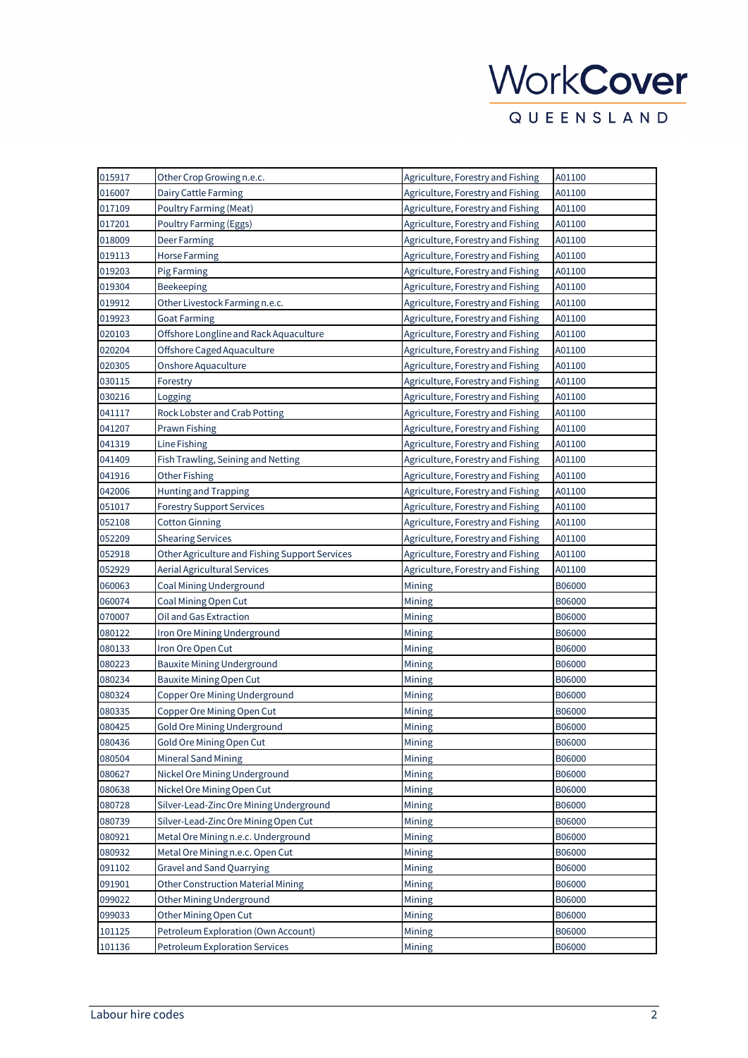| 015917 | Other Crop Growing n.e.c. | Agriculture, Forestry and Fishing | A01100 |
|---|---|---|---|
| 016007 | Dairy Cattle Farming | Agriculture, Forestry and Fishing | A01100 |
| 017109 | Poultry Farming (Meat) | Agriculture, Forestry and Fishing | A01100 |
| 017201 | Poultry Farming (Eggs) | Agriculture, Forestry and Fishing | A01100 |
| 018009 | Deer Farming | Agriculture, Forestry and Fishing | A01100 |
| 019113 | Horse Farming | Agriculture, Forestry and Fishing | A01100 |
| 019203 | Pig Farming | Agriculture, Forestry and Fishing | A01100 |
| 019304 | Beekeeping | Agriculture, Forestry and Fishing | A01100 |
| 019912 | Other Livestock Farming n.e.c. | Agriculture, Forestry and Fishing | A01100 |
| 019923 | Goat Farming | Agriculture, Forestry and Fishing | A01100 |
| 020103 | Offshore Longline and Rack Aquaculture | Agriculture, Forestry and Fishing | A01100 |
| 020204 | Offshore Caged Aquaculture | Agriculture, Forestry and Fishing | A01100 |
| 020305 | Onshore Aquaculture | Agriculture, Forestry and Fishing | A01100 |
| 030115 | Forestry | Agriculture, Forestry and Fishing | A01100 |
| 030216 | Logging | Agriculture, Forestry and Fishing | A01100 |
| 041117 | Rock Lobster and Crab Potting | Agriculture, Forestry and Fishing | A01100 |
| 041207 | Prawn Fishing | Agriculture, Forestry and Fishing | A01100 |
| 041319 | Line Fishing | Agriculture, Forestry and Fishing | A01100 |
| 041409 | Fish Trawling, Seining and Netting | Agriculture, Forestry and Fishing | A01100 |
| 041916 | Other Fishing | Agriculture, Forestry and Fishing | A01100 |
| 042006 | Hunting and Trapping | Agriculture, Forestry and Fishing | A01100 |
| 051017 | Forestry Support Services | Agriculture, Forestry and Fishing | A01100 |
| 052108 | Cotton Ginning | Agriculture, Forestry and Fishing | A01100 |
| 052209 | Shearing Services | Agriculture, Forestry and Fishing | A01100 |
| 052918 | Other Agriculture and Fishing Support Services | Agriculture, Forestry and Fishing | A01100 |
| 052929 | Aerial Agricultural Services | Agriculture, Forestry and Fishing | A01100 |
| 060063 | Coal Mining Underground | Mining | B06000 |
| 060074 | Coal Mining Open Cut | Mining | B06000 |
| 070007 | Oil and Gas Extraction | Mining | B06000 |
| 080122 | Iron Ore Mining Underground | Mining | B06000 |
| 080133 | Iron Ore Open Cut | Mining | B06000 |
| 080223 | Bauxite Mining Underground | Mining | B06000 |
| 080234 | Bauxite Mining Open Cut | Mining | B06000 |
| 080324 | Copper Ore Mining Underground | Mining | B06000 |
| 080335 | Copper Ore Mining Open Cut | Mining | B06000 |
| 080425 | Gold Ore Mining Underground | Mining | B06000 |
| 080436 | Gold Ore Mining Open Cut | Mining | B06000 |
| 080504 | Mineral Sand Mining | Mining | B06000 |
| 080627 | Nickel Ore Mining Underground | Mining | B06000 |
| 080638 | Nickel Ore Mining Open Cut | Mining | B06000 |
| 080728 | Silver-Lead-Zinc Ore Mining Underground | Mining | B06000 |
| 080739 | Silver-Lead-Zinc Ore Mining Open Cut | Mining | B06000 |
| 080921 | Metal Ore Mining n.e.c. Underground | Mining | B06000 |
| 080932 | Metal Ore Mining n.e.c. Open Cut | Mining | B06000 |
| 091102 | Gravel and Sand Quarrying | Mining | B06000 |
| 091901 | Other Construction Material Mining | Mining | B06000 |
| 099022 | Other Mining Underground | Mining | B06000 |
| 099033 | Other Mining Open Cut | Mining | B06000 |
| 101125 | Petroleum Exploration (Own Account) | Mining | B06000 |
| 101136 | Petroleum Exploration Services | Mining | B06000 |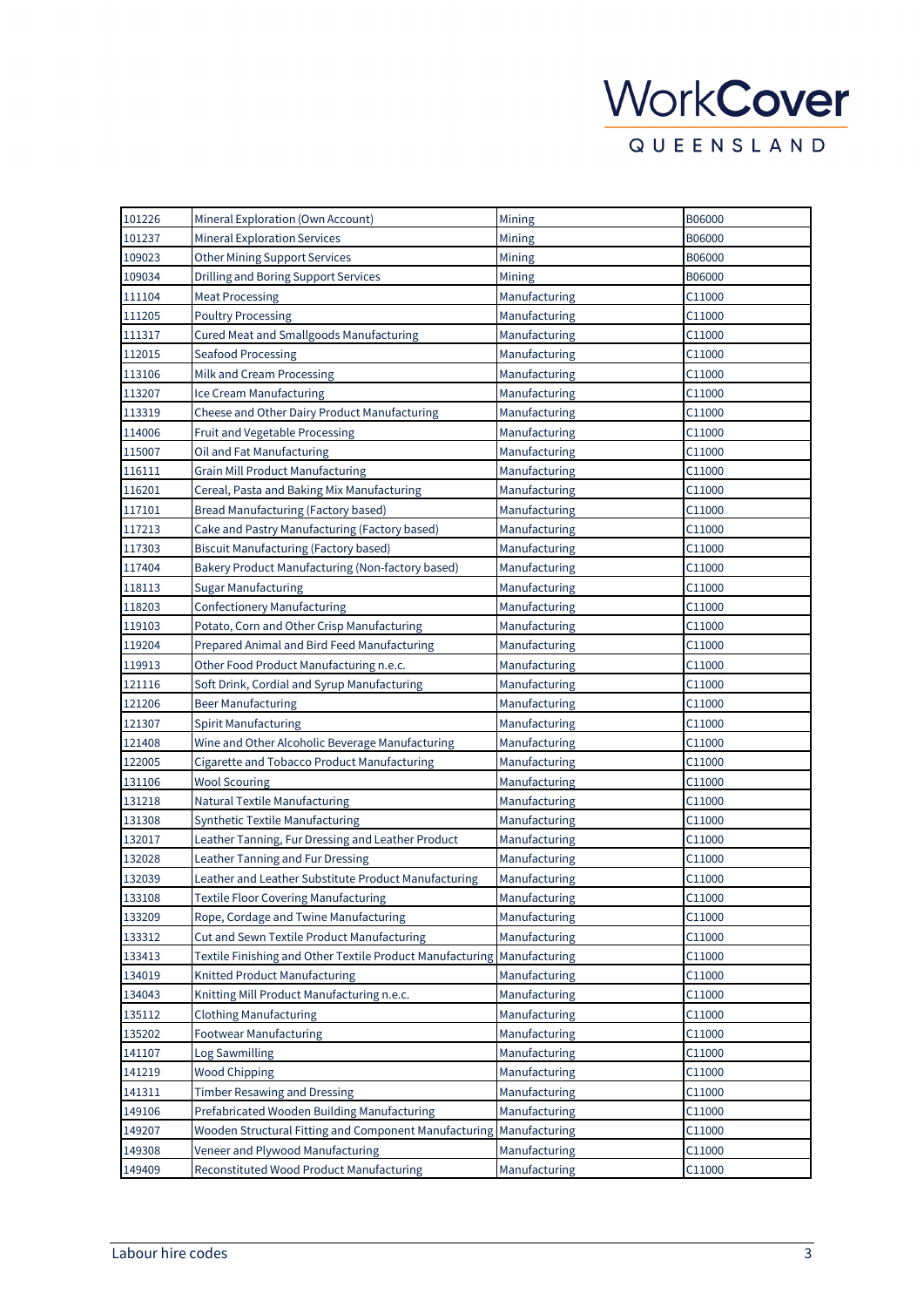| | | | |
|---|---|---|---|
| 101226 | Mineral Exploration (Own Account) | Mining | B06000 |
| 101237 | Mineral Exploration Services | Mining | B06000 |
| 109023 | Other Mining Support Services | Mining | B06000 |
| 109034 | Drilling and Boring Support Services | Mining | B06000 |
| 111104 | Meat Processing | Manufacturing | C11000 |
| 111205 | Poultry Processing | Manufacturing | C11000 |
| 111317 | Cured Meat and Smallgoods Manufacturing | Manufacturing | C11000 |
| 112015 | Seafood Processing | Manufacturing | C11000 |
| 113106 | Milk and Cream Processing | Manufacturing | C11000 |
| 113207 | Ice Cream Manufacturing | Manufacturing | C11000 |
| 113319 | Cheese and Other Dairy Product Manufacturing | Manufacturing | C11000 |
| 114006 | Fruit and Vegetable Processing | Manufacturing | C11000 |
| 115007 | Oil and Fat Manufacturing | Manufacturing | C11000 |
| 116111 | Grain Mill Product Manufacturing | Manufacturing | C11000 |
| 116201 | Cereal, Pasta and Baking Mix Manufacturing | Manufacturing | C11000 |
| 117101 | Bread Manufacturing (Factory based) | Manufacturing | C11000 |
| 117213 | Cake and Pastry Manufacturing (Factory based) | Manufacturing | C11000 |
| 117303 | Biscuit Manufacturing (Factory based) | Manufacturing | C11000 |
| 117404 | Bakery Product Manufacturing (Non-factory based) | Manufacturing | C11000 |
| 118113 | Sugar Manufacturing | Manufacturing | C11000 |
| 118203 | Confectionery Manufacturing | Manufacturing | C11000 |
| 119103 | Potato, Corn and Other Crisp Manufacturing | Manufacturing | C11000 |
| 119204 | Prepared Animal and Bird Feed Manufacturing | Manufacturing | C11000 |
| 119913 | Other Food Product Manufacturing n.e.c. | Manufacturing | C11000 |
| 121116 | Soft Drink, Cordial and Syrup Manufacturing | Manufacturing | C11000 |
| 121206 | Beer Manufacturing | Manufacturing | C11000 |
| 121307 | Spirit Manufacturing | Manufacturing | C11000 |
| 121408 | Wine and Other Alcoholic Beverage Manufacturing | Manufacturing | C11000 |
| 122005 | Cigarette and Tobacco Product Manufacturing | Manufacturing | C11000 |
| 131106 | Wool Scouring | Manufacturing | C11000 |
| 131218 | Natural Textile Manufacturing | Manufacturing | C11000 |
| 131308 | Synthetic Textile Manufacturing | Manufacturing | C11000 |
| 132017 | Leather Tanning, Fur Dressing and Leather Product | Manufacturing | C11000 |
| 132028 | Leather Tanning and Fur Dressing | Manufacturing | C11000 |
| 132039 | Leather and Leather Substitute Product Manufacturing | Manufacturing | C11000 |
| 133108 | Textile Floor Covering Manufacturing | Manufacturing | C11000 |
| 133209 | Rope, Cordage and Twine Manufacturing | Manufacturing | C11000 |
| 133312 | Cut and Sewn Textile Product Manufacturing | Manufacturing | C11000 |
| 133413 | Textile Finishing and Other Textile Product Manufacturing | Manufacturing | C11000 |
| 134019 | Knitted Product Manufacturing | Manufacturing | C11000 |
| 134043 | Knitting Mill Product Manufacturing n.e.c. | Manufacturing | C11000 |
| 135112 | Clothing Manufacturing | Manufacturing | C11000 |
| 135202 | Footwear Manufacturing | Manufacturing | C11000 |
| 141107 | Log Sawmilling | Manufacturing | C11000 |
| 141219 | Wood Chipping | Manufacturing | C11000 |
| 141311 | Timber Resawing and Dressing | Manufacturing | C11000 |
| 149106 | Prefabricated Wooden Building Manufacturing | Manufacturing | C11000 |
| 149207 | Wooden Structural Fitting and Component Manufacturing | Manufacturing | C11000 |
| 149308 | Veneer and Plywood Manufacturing | Manufacturing | C11000 |
| 149409 | Reconstituted Wood Product Manufacturing | Manufacturing | C11000 |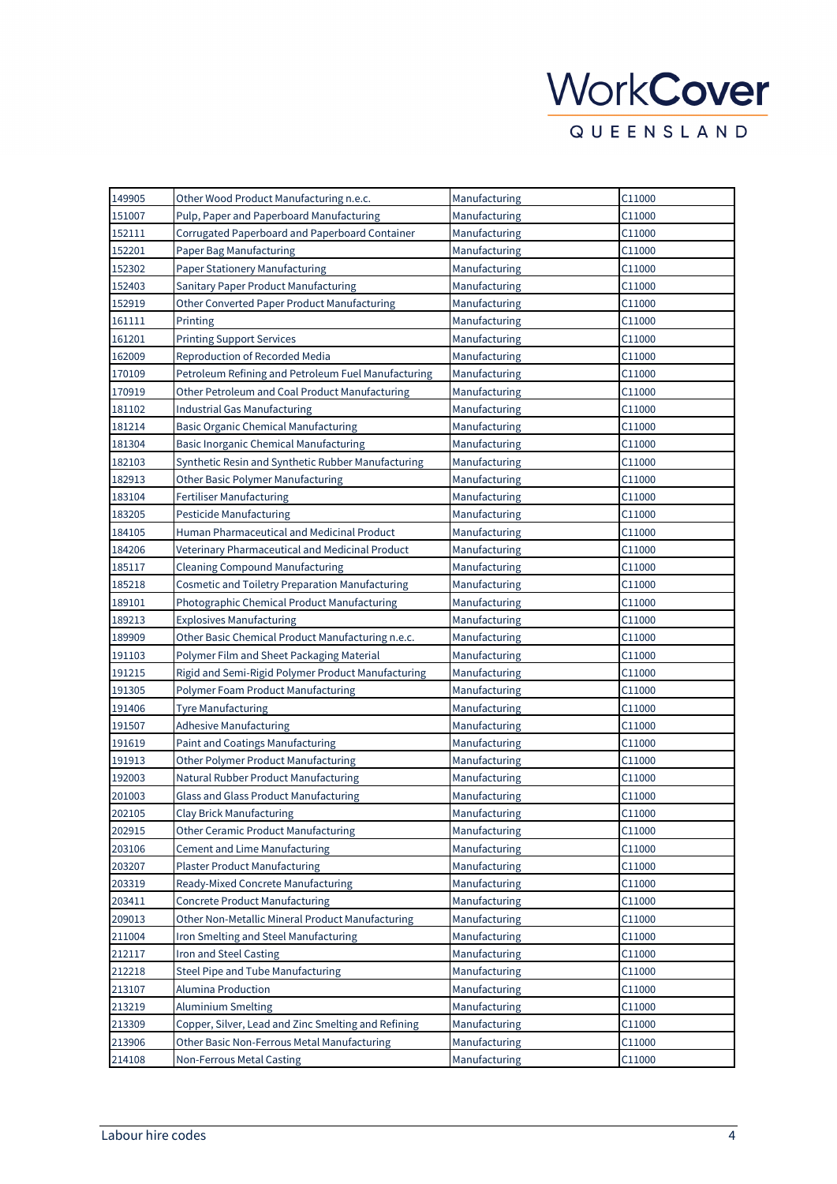| | | | |
|---|---|---|---|
| 149905 | Other Wood Product Manufacturing n.e.c. | Manufacturing | C11000 |
| 151007 | Pulp, Paper and Paperboard Manufacturing | Manufacturing | C11000 |
| 152111 | Corrugated Paperboard and Paperboard Container | Manufacturing | C11000 |
| 152201 | Paper Bag Manufacturing | Manufacturing | C11000 |
| 152302 | Paper Stationery Manufacturing | Manufacturing | C11000 |
| 152403 | Sanitary Paper Product Manufacturing | Manufacturing | C11000 |
| 152919 | Other Converted Paper Product Manufacturing | Manufacturing | C11000 |
| 161111 | Printing | Manufacturing | C11000 |
| 161201 | Printing Support Services | Manufacturing | C11000 |
| 162009 | Reproduction of Recorded Media | Manufacturing | C11000 |
| 170109 | Petroleum Refining and Petroleum Fuel Manufacturing | Manufacturing | C11000 |
| 170919 | Other Petroleum and Coal Product Manufacturing | Manufacturing | C11000 |
| 181102 | Industrial Gas Manufacturing | Manufacturing | C11000 |
| 181214 | Basic Organic Chemical Manufacturing | Manufacturing | C11000 |
| 181304 | Basic Inorganic Chemical Manufacturing | Manufacturing | C11000 |
| 182103 | Synthetic Resin and Synthetic Rubber Manufacturing | Manufacturing | C11000 |
| 182913 | Other Basic Polymer Manufacturing | Manufacturing | C11000 |
| 183104 | Fertiliser Manufacturing | Manufacturing | C11000 |
| 183205 | Pesticide Manufacturing | Manufacturing | C11000 |
| 184105 | Human Pharmaceutical and Medicinal Product | Manufacturing | C11000 |
| 184206 | Veterinary Pharmaceutical and Medicinal Product | Manufacturing | C11000 |
| 185117 | Cleaning Compound Manufacturing | Manufacturing | C11000 |
| 185218 | Cosmetic and Toiletry Preparation Manufacturing | Manufacturing | C11000 |
| 189101 | Photographic Chemical Product Manufacturing | Manufacturing | C11000 |
| 189213 | Explosives Manufacturing | Manufacturing | C11000 |
| 189909 | Other Basic Chemical Product Manufacturing n.e.c. | Manufacturing | C11000 |
| 191103 | Polymer Film and Sheet Packaging Material | Manufacturing | C11000 |
| 191215 | Rigid and Semi-Rigid Polymer Product Manufacturing | Manufacturing | C11000 |
| 191305 | Polymer Foam Product Manufacturing | Manufacturing | C11000 |
| 191406 | Tyre Manufacturing | Manufacturing | C11000 |
| 191507 | Adhesive Manufacturing | Manufacturing | C11000 |
| 191619 | Paint and Coatings Manufacturing | Manufacturing | C11000 |
| 191913 | Other Polymer Product Manufacturing | Manufacturing | C11000 |
| 192003 | Natural Rubber Product Manufacturing | Manufacturing | C11000 |
| 201003 | Glass and Glass Product Manufacturing | Manufacturing | C11000 |
| 202105 | Clay Brick Manufacturing | Manufacturing | C11000 |
| 202915 | Other Ceramic Product Manufacturing | Manufacturing | C11000 |
| 203106 | Cement and Lime Manufacturing | Manufacturing | C11000 |
| 203207 | Plaster Product Manufacturing | Manufacturing | C11000 |
| 203319 | Ready-Mixed Concrete Manufacturing | Manufacturing | C11000 |
| 203411 | Concrete Product Manufacturing | Manufacturing | C11000 |
| 209013 | Other Non-Metallic Mineral Product Manufacturing | Manufacturing | C11000 |
| 211004 | Iron Smelting and Steel Manufacturing | Manufacturing | C11000 |
| 212117 | Iron and Steel Casting | Manufacturing | C11000 |
| 212218 | Steel Pipe and Tube Manufacturing | Manufacturing | C11000 |
| 213107 | Alumina Production | Manufacturing | C11000 |
| 213219 | Aluminium Smelting | Manufacturing | C11000 |
| 213309 | Copper, Silver, Lead and Zinc Smelting and Refining | Manufacturing | C11000 |
| 213906 | Other Basic Non-Ferrous Metal Manufacturing | Manufacturing | C11000 |
| 214108 | Non-Ferrous Metal Casting | Manufacturing | C11000 |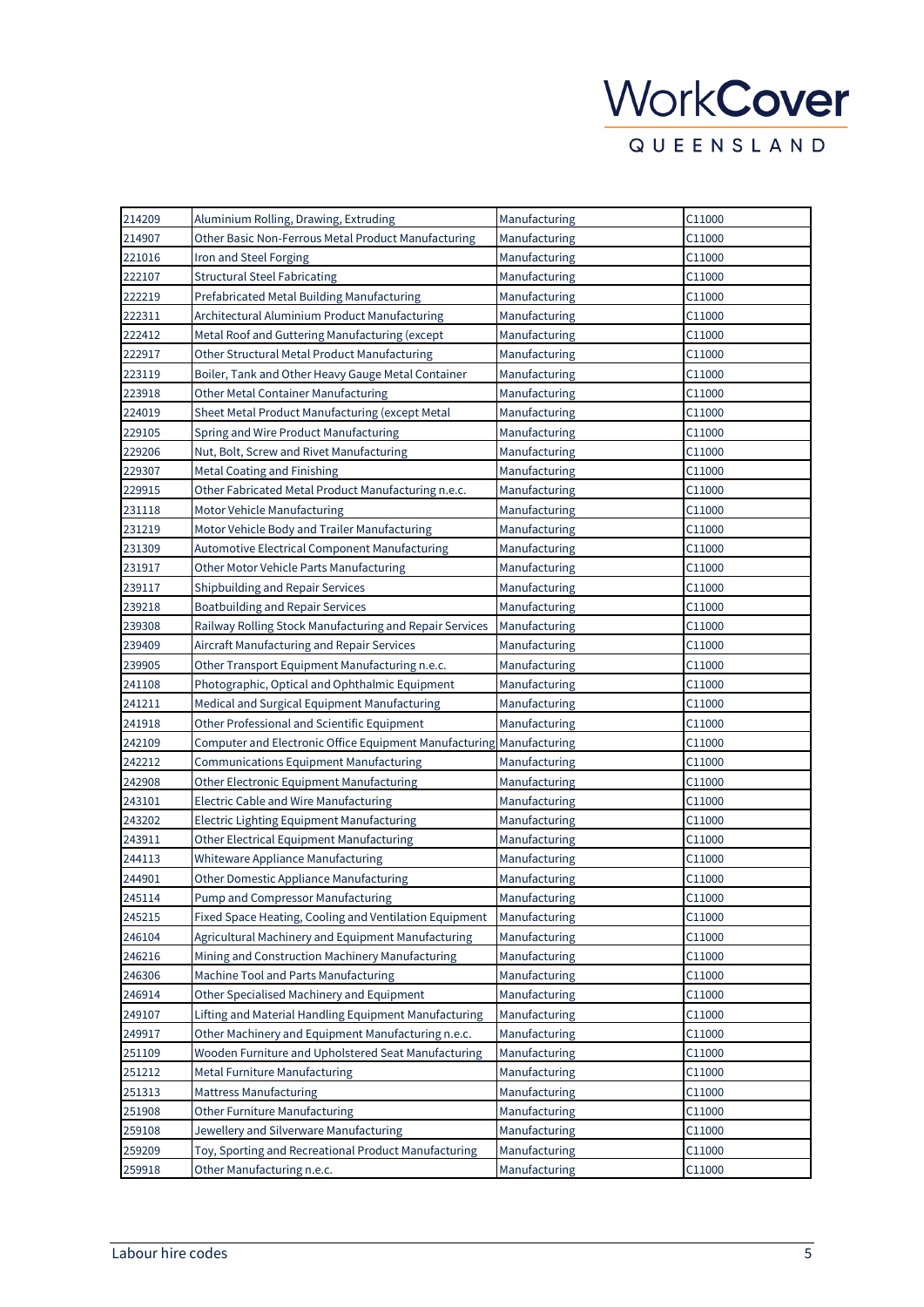| | | | |
|---|---|---|---|
| 214209 | Aluminium Rolling, Drawing, Extruding | Manufacturing | C11000 |
| 214907 | Other Basic Non-Ferrous Metal Product Manufacturing | Manufacturing | C11000 |
| 221016 | Iron and Steel Forging | Manufacturing | C11000 |
| 222107 | Structural Steel Fabricating | Manufacturing | C11000 |
| 222219 | Prefabricated Metal Building Manufacturing | Manufacturing | C11000 |
| 222311 | Architectural Aluminium Product Manufacturing | Manufacturing | C11000 |
| 222412 | Metal Roof and Guttering Manufacturing (except | Manufacturing | C11000 |
| 222917 | Other Structural Metal Product Manufacturing | Manufacturing | C11000 |
| 223119 | Boiler, Tank and Other Heavy Gauge Metal Container | Manufacturing | C11000 |
| 223918 | Other Metal Container Manufacturing | Manufacturing | C11000 |
| 224019 | Sheet Metal Product Manufacturing (except Metal | Manufacturing | C11000 |
| 229105 | Spring and Wire Product Manufacturing | Manufacturing | C11000 |
| 229206 | Nut, Bolt, Screw and Rivet Manufacturing | Manufacturing | C11000 |
| 229307 | Metal Coating and Finishing | Manufacturing | C11000 |
| 229915 | Other Fabricated Metal Product Manufacturing n.e.c. | Manufacturing | C11000 |
| 231118 | Motor Vehicle Manufacturing | Manufacturing | C11000 |
| 231219 | Motor Vehicle Body and Trailer Manufacturing | Manufacturing | C11000 |
| 231309 | Automotive Electrical Component Manufacturing | Manufacturing | C11000 |
| 231917 | Other Motor Vehicle Parts Manufacturing | Manufacturing | C11000 |
| 239117 | Shipbuilding and Repair Services | Manufacturing | C11000 |
| 239218 | Boatbuilding and Repair Services | Manufacturing | C11000 |
| 239308 | Railway Rolling Stock Manufacturing and Repair Services | Manufacturing | C11000 |
| 239409 | Aircraft Manufacturing and Repair Services | Manufacturing | C11000 |
| 239905 | Other Transport Equipment Manufacturing n.e.c. | Manufacturing | C11000 |
| 241108 | Photographic, Optical and Ophthalmic Equipment | Manufacturing | C11000 |
| 241211 | Medical and Surgical Equipment Manufacturing | Manufacturing | C11000 |
| 241918 | Other Professional and Scientific Equipment | Manufacturing | C11000 |
| 242109 | Computer and Electronic Office Equipment Manufacturing | Manufacturing | C11000 |
| 242212 | Communications Equipment Manufacturing | Manufacturing | C11000 |
| 242908 | Other Electronic Equipment Manufacturing | Manufacturing | C11000 |
| 243101 | Electric Cable and Wire Manufacturing | Manufacturing | C11000 |
| 243202 | Electric Lighting Equipment Manufacturing | Manufacturing | C11000 |
| 243911 | Other Electrical Equipment Manufacturing | Manufacturing | C11000 |
| 244113 | Whiteware Appliance Manufacturing | Manufacturing | C11000 |
| 244901 | Other Domestic Appliance Manufacturing | Manufacturing | C11000 |
| 245114 | Pump and Compressor Manufacturing | Manufacturing | C11000 |
| 245215 | Fixed Space Heating, Cooling and Ventilation Equipment | Manufacturing | C11000 |
| 246104 | Agricultural Machinery and Equipment Manufacturing | Manufacturing | C11000 |
| 246216 | Mining and Construction Machinery Manufacturing | Manufacturing | C11000 |
| 246306 | Machine Tool and Parts Manufacturing | Manufacturing | C11000 |
| 246914 | Other Specialised Machinery and Equipment | Manufacturing | C11000 |
| 249107 | Lifting and Material Handling Equipment Manufacturing | Manufacturing | C11000 |
| 249917 | Other Machinery and Equipment Manufacturing n.e.c. | Manufacturing | C11000 |
| 251109 | Wooden Furniture and Upholstered Seat Manufacturing | Manufacturing | C11000 |
| 251212 | Metal Furniture Manufacturing | Manufacturing | C11000 |
| 251313 | Mattress Manufacturing | Manufacturing | C11000 |
| 251908 | Other Furniture Manufacturing | Manufacturing | C11000 |
| 259108 | Jewellery and Silverware Manufacturing | Manufacturing | C11000 |
| 259209 | Toy, Sporting and Recreational Product Manufacturing | Manufacturing | C11000 |
| 259918 | Other Manufacturing n.e.c. | Manufacturing | C11000 |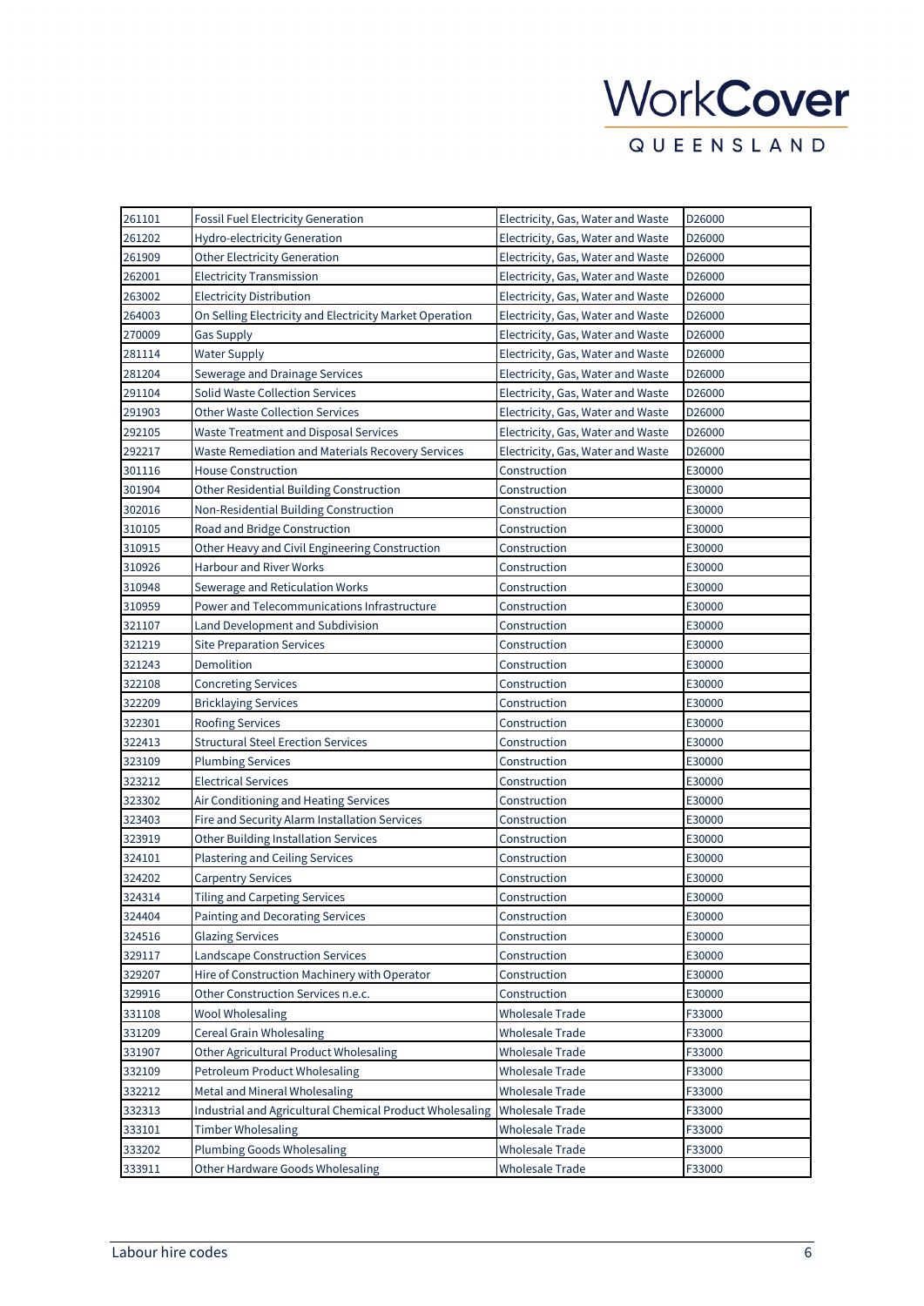| | | | |
|---|---|---|---|
| 261101 | Fossil Fuel Electricity Generation | Electricity, Gas, Water and Waste | D26000 |
| 261202 | Hydro-electricity Generation | Electricity, Gas, Water and Waste | D26000 |
| 261909 | Other Electricity Generation | Electricity, Gas, Water and Waste | D26000 |
| 262001 | Electricity Transmission | Electricity, Gas, Water and Waste | D26000 |
| 263002 | Electricity Distribution | Electricity, Gas, Water and Waste | D26000 |
| 264003 | On Selling Electricity and Electricity Market Operation | Electricity, Gas, Water and Waste | D26000 |
| 270009 | Gas Supply | Electricity, Gas, Water and Waste | D26000 |
| 281114 | Water Supply | Electricity, Gas, Water and Waste | D26000 |
| 281204 | Sewerage and Drainage Services | Electricity, Gas, Water and Waste | D26000 |
| 291104 | Solid Waste Collection Services | Electricity, Gas, Water and Waste | D26000 |
| 291903 | Other Waste Collection Services | Electricity, Gas, Water and Waste | D26000 |
| 292105 | Waste Treatment and Disposal Services | Electricity, Gas, Water and Waste | D26000 |
| 292217 | Waste Remediation and Materials Recovery Services | Electricity, Gas, Water and Waste | D26000 |
| 301116 | House Construction | Construction | E30000 |
| 301904 | Other Residential Building Construction | Construction | E30000 |
| 302016 | Non-Residential Building Construction | Construction | E30000 |
| 310105 | Road and Bridge Construction | Construction | E30000 |
| 310915 | Other Heavy and Civil Engineering Construction | Construction | E30000 |
| 310926 | Harbour and River Works | Construction | E30000 |
| 310948 | Sewerage and Reticulation Works | Construction | E30000 |
| 310959 | Power and Telecommunications Infrastructure | Construction | E30000 |
| 321107 | Land Development and Subdivision | Construction | E30000 |
| 321219 | Site Preparation Services | Construction | E30000 |
| 321243 | Demolition | Construction | E30000 |
| 322108 | Concreting Services | Construction | E30000 |
| 322209 | Bricklaying Services | Construction | E30000 |
| 322301 | Roofing Services | Construction | E30000 |
| 322413 | Structural Steel Erection Services | Construction | E30000 |
| 323109 | Plumbing Services | Construction | E30000 |
| 323212 | Electrical Services | Construction | E30000 |
| 323302 | Air Conditioning and Heating Services | Construction | E30000 |
| 323403 | Fire and Security Alarm Installation Services | Construction | E30000 |
| 323919 | Other Building Installation Services | Construction | E30000 |
| 324101 | Plastering and Ceiling Services | Construction | E30000 |
| 324202 | Carpentry Services | Construction | E30000 |
| 324314 | Tiling and Carpeting Services | Construction | E30000 |
| 324404 | Painting and Decorating Services | Construction | E30000 |
| 324516 | Glazing Services | Construction | E30000 |
| 329117 | Landscape Construction Services | Construction | E30000 |
| 329207 | Hire of Construction Machinery with Operator | Construction | E30000 |
| 329916 | Other Construction Services n.e.c. | Construction | E30000 |
| 331108 | Wool Wholesaling | Wholesale Trade | F33000 |
| 331209 | Cereal Grain Wholesaling | Wholesale Trade | F33000 |
| 331907 | Other Agricultural Product Wholesaling | Wholesale Trade | F33000 |
| 332109 | Petroleum Product Wholesaling | Wholesale Trade | F33000 |
| 332212 | Metal and Mineral Wholesaling | Wholesale Trade | F33000 |
| 332313 | Industrial and Agricultural Chemical Product Wholesaling | Wholesale Trade | F33000 |
| 333101 | Timber Wholesaling | Wholesale Trade | F33000 |
| 333202 | Plumbing Goods Wholesaling | Wholesale Trade | F33000 |
| 333911 | Other Hardware Goods Wholesaling | Wholesale Trade | F33000 |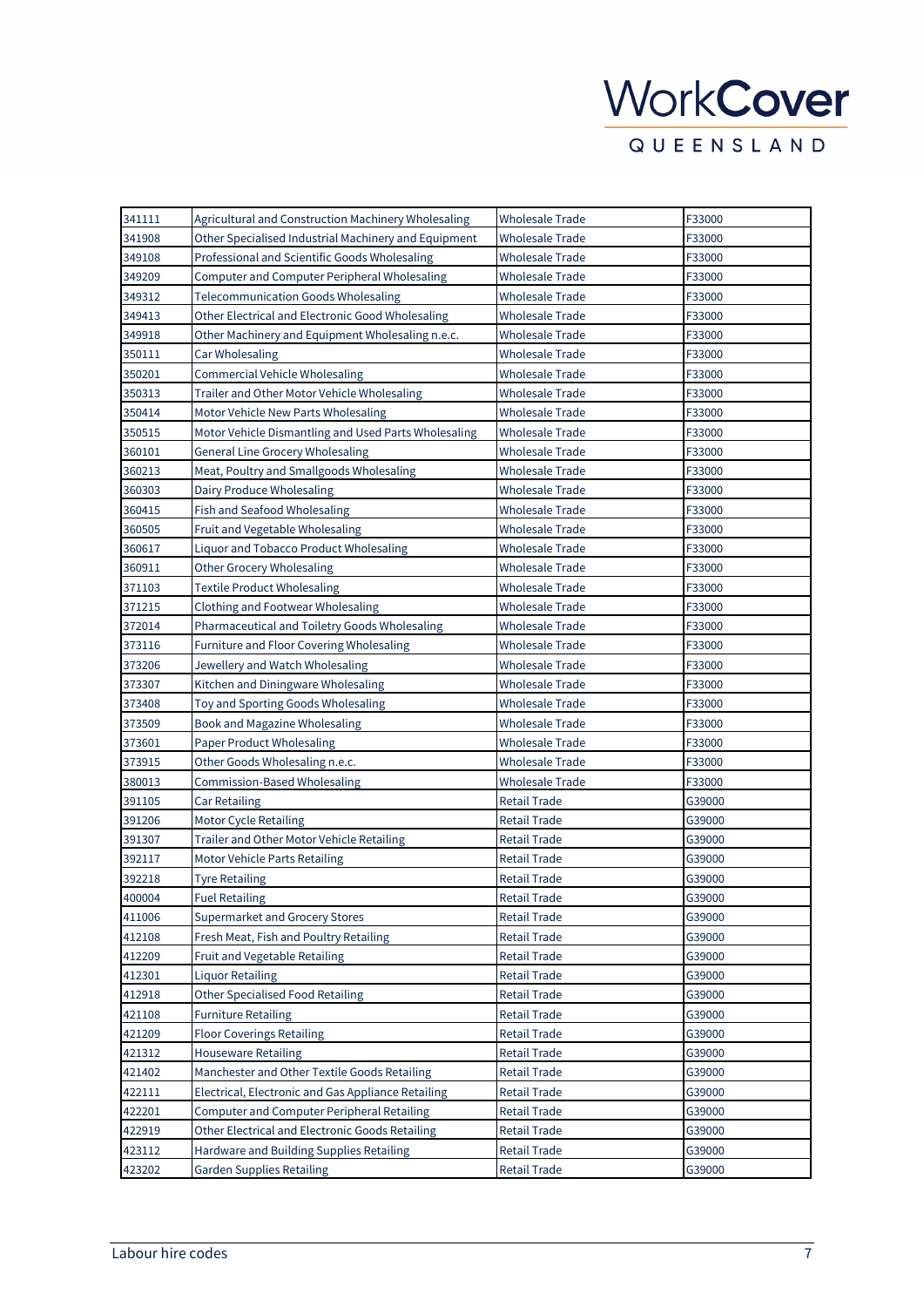| 341111 | Agricultural and Construction Machinery Wholesaling | Wholesale Trade | F33000 |
|---|---|---|---|
| 341908 | Other Specialised Industrial Machinery and Equipment | Wholesale Trade | F33000 |
| 349108 | Professional and Scientific Goods Wholesaling | Wholesale Trade | F33000 |
| 349209 | Computer and Computer Peripheral Wholesaling | Wholesale Trade | F33000 |
| 349312 | Telecommunication Goods Wholesaling | Wholesale Trade | F33000 |
| 349413 | Other Electrical and Electronic Good Wholesaling | Wholesale Trade | F33000 |
| 349918 | Other Machinery and Equipment Wholesaling n.e.c. | Wholesale Trade | F33000 |
| 350111 | Car Wholesaling | Wholesale Trade | F33000 |
| 350201 | Commercial Vehicle Wholesaling | Wholesale Trade | F33000 |
| 350313 | Trailer and Other Motor Vehicle Wholesaling | Wholesale Trade | F33000 |
| 350414 | Motor Vehicle New Parts Wholesaling | Wholesale Trade | F33000 |
| 350515 | Motor Vehicle Dismantling and Used Parts Wholesaling | Wholesale Trade | F33000 |
| 360101 | General Line Grocery Wholesaling | Wholesale Trade | F33000 |
| 360213 | Meat, Poultry and Smallgoods Wholesaling | Wholesale Trade | F33000 |
| 360303 | Dairy Produce Wholesaling | Wholesale Trade | F33000 |
| 360415 | Fish and Seafood Wholesaling | Wholesale Trade | F33000 |
| 360505 | Fruit and Vegetable Wholesaling | Wholesale Trade | F33000 |
| 360617 | Liquor and Tobacco Product Wholesaling | Wholesale Trade | F33000 |
| 360911 | Other Grocery Wholesaling | Wholesale Trade | F33000 |
| 371103 | Textile Product Wholesaling | Wholesale Trade | F33000 |
| 371215 | Clothing and Footwear Wholesaling | Wholesale Trade | F33000 |
| 372014 | Pharmaceutical and Toiletry Goods Wholesaling | Wholesale Trade | F33000 |
| 373116 | Furniture and Floor Covering Wholesaling | Wholesale Trade | F33000 |
| 373206 | Jewellery and Watch Wholesaling | Wholesale Trade | F33000 |
| 373307 | Kitchen and Diningware Wholesaling | Wholesale Trade | F33000 |
| 373408 | Toy and Sporting Goods Wholesaling | Wholesale Trade | F33000 |
| 373509 | Book and Magazine Wholesaling | Wholesale Trade | F33000 |
| 373601 | Paper Product Wholesaling | Wholesale Trade | F33000 |
| 373915 | Other Goods Wholesaling n.e.c. | Wholesale Trade | F33000 |
| 380013 | Commission-Based Wholesaling | Wholesale Trade | F33000 |
| 391105 | Car Retailing | Retail Trade | G39000 |
| 391206 | Motor Cycle Retailing | Retail Trade | G39000 |
| 391307 | Trailer and Other Motor Vehicle Retailing | Retail Trade | G39000 |
| 392117 | Motor Vehicle Parts Retailing | Retail Trade | G39000 |
| 392218 | Tyre Retailing | Retail Trade | G39000 |
| 400004 | Fuel Retailing | Retail Trade | G39000 |
| 411006 | Supermarket and Grocery Stores | Retail Trade | G39000 |
| 412108 | Fresh Meat, Fish and Poultry Retailing | Retail Trade | G39000 |
| 412209 | Fruit and Vegetable Retailing | Retail Trade | G39000 |
| 412301 | Liquor Retailing | Retail Trade | G39000 |
| 412918 | Other Specialised Food Retailing | Retail Trade | G39000 |
| 421108 | Furniture Retailing | Retail Trade | G39000 |
| 421209 | Floor Coverings Retailing | Retail Trade | G39000 |
| 421312 | Houseware Retailing | Retail Trade | G39000 |
| 421402 | Manchester and Other Textile Goods Retailing | Retail Trade | G39000 |
| 422111 | Electrical, Electronic and Gas Appliance Retailing | Retail Trade | G39000 |
| 422201 | Computer and Computer Peripheral Retailing | Retail Trade | G39000 |
| 422919 | Other Electrical and Electronic Goods Retailing | Retail Trade | G39000 |
| 423112 | Hardware and Building Supplies Retailing | Retail Trade | G39000 |
| 423202 | Garden Supplies Retailing | Retail Trade | G39000 |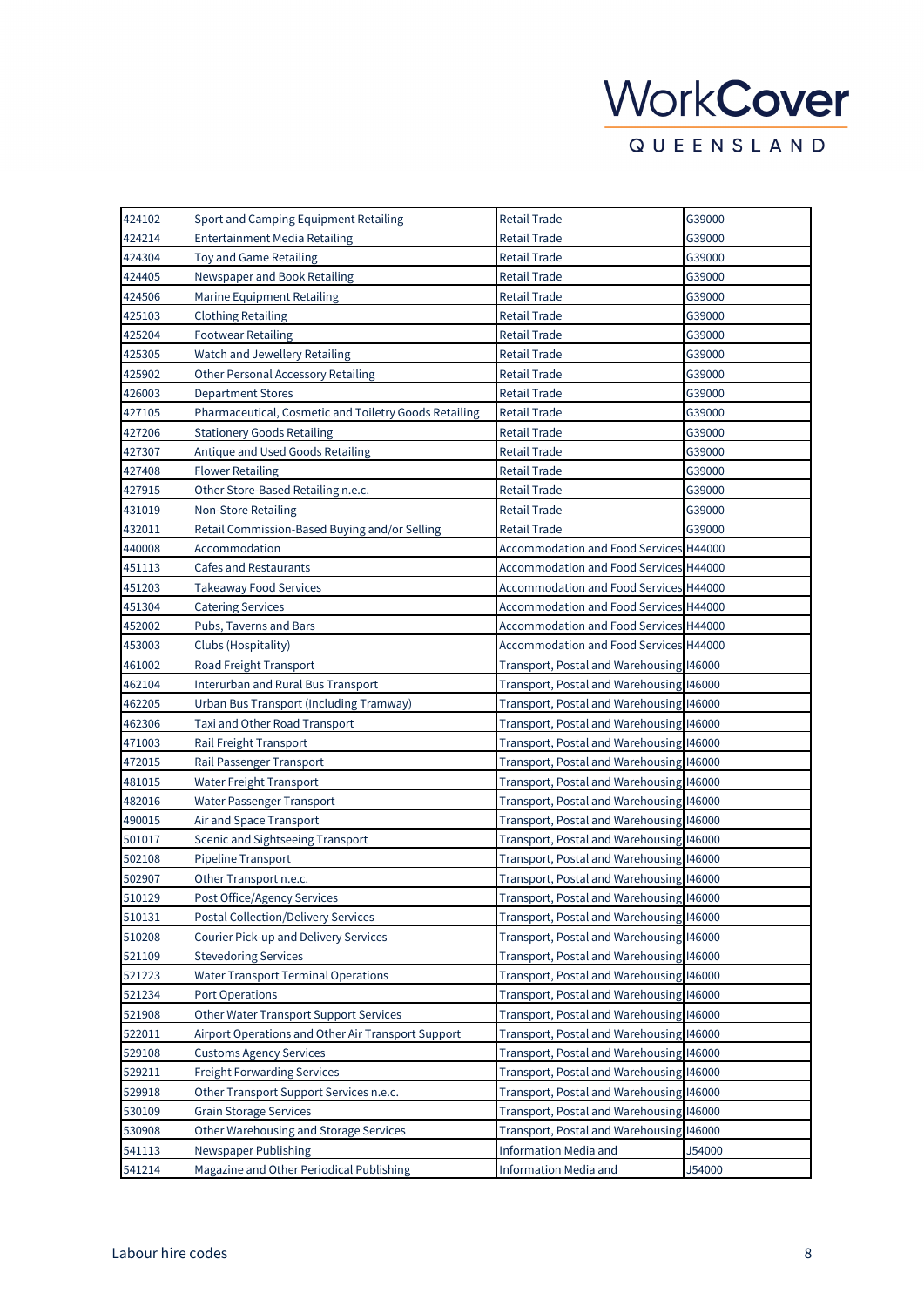| | | | |
|---|---|---|---|
| 424102 | Sport and Camping Equipment Retailing | Retail Trade | G39000 |
| 424214 | Entertainment Media Retailing | Retail Trade | G39000 |
| 424304 | Toy and Game Retailing | Retail Trade | G39000 |
| 424405 | Newspaper and Book Retailing | Retail Trade | G39000 |
| 424506 | Marine Equipment Retailing | Retail Trade | G39000 |
| 425103 | Clothing Retailing | Retail Trade | G39000 |
| 425204 | Footwear Retailing | Retail Trade | G39000 |
| 425305 | Watch and Jewellery Retailing | Retail Trade | G39000 |
| 425902 | Other Personal Accessory Retailing | Retail Trade | G39000 |
| 426003 | Department Stores | Retail Trade | G39000 |
| 427105 | Pharmaceutical, Cosmetic and Toiletry Goods Retailing | Retail Trade | G39000 |
| 427206 | Stationery Goods Retailing | Retail Trade | G39000 |
| 427307 | Antique and Used Goods Retailing | Retail Trade | G39000 |
| 427408 | Flower Retailing | Retail Trade | G39000 |
| 427915 | Other Store-Based Retailing n.e.c. | Retail Trade | G39000 |
| 431019 | Non-Store Retailing | Retail Trade | G39000 |
| 432011 | Retail Commission-Based Buying and/or Selling | Retail Trade | G39000 |
| 440008 | Accommodation | Accommodation and Food Services | H44000 |
| 451113 | Cafes and Restaurants | Accommodation and Food Services | H44000 |
| 451203 | Takeaway Food Services | Accommodation and Food Services | H44000 |
| 451304 | Catering Services | Accommodation and Food Services | H44000 |
| 452002 | Pubs, Taverns and Bars | Accommodation and Food Services | H44000 |
| 453003 | Clubs (Hospitality) | Accommodation and Food Services | H44000 |
| 461002 | Road Freight Transport | Transport, Postal and Warehousing | I46000 |
| 462104 | Interurban and Rural Bus Transport | Transport, Postal and Warehousing | I46000 |
| 462205 | Urban Bus Transport (Including Tramway) | Transport, Postal and Warehousing | I46000 |
| 462306 | Taxi and Other Road Transport | Transport, Postal and Warehousing | I46000 |
| 471003 | Rail Freight Transport | Transport, Postal and Warehousing | I46000 |
| 472015 | Rail Passenger Transport | Transport, Postal and Warehousing | I46000 |
| 481015 | Water Freight Transport | Transport, Postal and Warehousing | I46000 |
| 482016 | Water Passenger Transport | Transport, Postal and Warehousing | I46000 |
| 490015 | Air and Space Transport | Transport, Postal and Warehousing | I46000 |
| 501017 | Scenic and Sightseeing Transport | Transport, Postal and Warehousing | I46000 |
| 502108 | Pipeline Transport | Transport, Postal and Warehousing | I46000 |
| 502907 | Other Transport n.e.c. | Transport, Postal and Warehousing | I46000 |
| 510129 | Post Office/Agency Services | Transport, Postal and Warehousing | I46000 |
| 510131 | Postal Collection/Delivery Services | Transport, Postal and Warehousing | I46000 |
| 510208 | Courier Pick-up and Delivery Services | Transport, Postal and Warehousing | I46000 |
| 521109 | Stevedoring Services | Transport, Postal and Warehousing | I46000 |
| 521223 | Water Transport Terminal Operations | Transport, Postal and Warehousing | I46000 |
| 521234 | Port Operations | Transport, Postal and Warehousing | I46000 |
| 521908 | Other Water Transport Support Services | Transport, Postal and Warehousing | I46000 |
| 522011 | Airport Operations and Other Air Transport Support | Transport, Postal and Warehousing | I46000 |
| 529108 | Customs Agency Services | Transport, Postal and Warehousing | I46000 |
| 529211 | Freight Forwarding Services | Transport, Postal and Warehousing | I46000 |
| 529918 | Other Transport Support Services n.e.c. | Transport, Postal and Warehousing | I46000 |
| 530109 | Grain Storage Services | Transport, Postal and Warehousing | I46000 |
| 530908 | Other Warehousing and Storage Services | Transport, Postal and Warehousing | I46000 |
| 541113 | Newspaper Publishing | Information Media and | J54000 |
| 541214 | Magazine and Other Periodical Publishing | Information Media and | J54000 |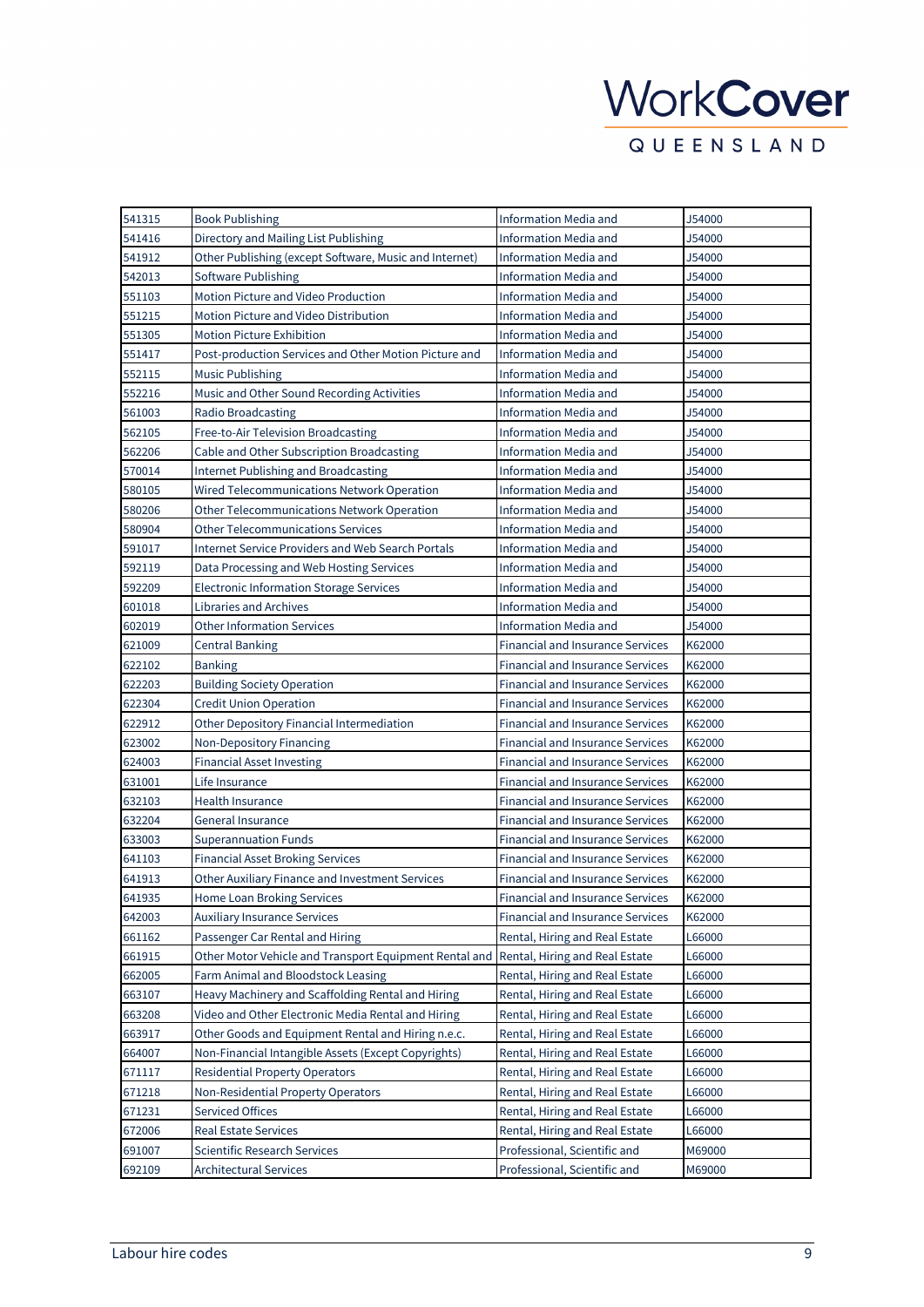| | | | |
|---|---|---|---|
| 541315 | Book Publishing | Information Media and | J54000 |
| 541416 | Directory and Mailing List Publishing | Information Media and | J54000 |
| 541912 | Other Publishing (except Software, Music and Internet) | Information Media and | J54000 |
| 542013 | Software Publishing | Information Media and | J54000 |
| 551103 | Motion Picture and Video Production | Information Media and | J54000 |
| 551215 | Motion Picture and Video Distribution | Information Media and | J54000 |
| 551305 | Motion Picture Exhibition | Information Media and | J54000 |
| 551417 | Post-production Services and Other Motion Picture and | Information Media and | J54000 |
| 552115 | Music Publishing | Information Media and | J54000 |
| 552216 | Music and Other Sound Recording Activities | Information Media and | J54000 |
| 561003 | Radio Broadcasting | Information Media and | J54000 |
| 562105 | Free-to-Air Television Broadcasting | Information Media and | J54000 |
| 562206 | Cable and Other Subscription Broadcasting | Information Media and | J54000 |
| 570014 | Internet Publishing and Broadcasting | Information Media and | J54000 |
| 580105 | Wired Telecommunications Network Operation | Information Media and | J54000 |
| 580206 | Other Telecommunications Network Operation | Information Media and | J54000 |
| 580904 | Other Telecommunications Services | Information Media and | J54000 |
| 591017 | Internet Service Providers and Web Search Portals | Information Media and | J54000 |
| 592119 | Data Processing and Web Hosting Services | Information Media and | J54000 |
| 592209 | Electronic Information Storage Services | Information Media and | J54000 |
| 601018 | Libraries and Archives | Information Media and | J54000 |
| 602019 | Other Information Services | Information Media and | J54000 |
| 621009 | Central Banking | Financial and Insurance Services | K62000 |
| 622102 | Banking | Financial and Insurance Services | K62000 |
| 622203 | Building Society Operation | Financial and Insurance Services | K62000 |
| 622304 | Credit Union Operation | Financial and Insurance Services | K62000 |
| 622912 | Other Depository Financial Intermediation | Financial and Insurance Services | K62000 |
| 623002 | Non-Depository Financing | Financial and Insurance Services | K62000 |
| 624003 | Financial Asset Investing | Financial and Insurance Services | K62000 |
| 631001 | Life Insurance | Financial and Insurance Services | K62000 |
| 632103 | Health Insurance | Financial and Insurance Services | K62000 |
| 632204 | General Insurance | Financial and Insurance Services | K62000 |
| 633003 | Superannuation Funds | Financial and Insurance Services | K62000 |
| 641103 | Financial Asset Broking Services | Financial and Insurance Services | K62000 |
| 641913 | Other Auxiliary Finance and Investment Services | Financial and Insurance Services | K62000 |
| 641935 | Home Loan Broking Services | Financial and Insurance Services | K62000 |
| 642003 | Auxiliary Insurance Services | Financial and Insurance Services | K62000 |
| 661162 | Passenger Car Rental and Hiring | Rental, Hiring and Real Estate | L66000 |
| 661915 | Other Motor Vehicle and Transport Equipment Rental and | Rental, Hiring and Real Estate | L66000 |
| 662005 | Farm Animal and Bloodstock Leasing | Rental, Hiring and Real Estate | L66000 |
| 663107 | Heavy Machinery and Scaffolding Rental and Hiring | Rental, Hiring and Real Estate | L66000 |
| 663208 | Video and Other Electronic Media Rental and Hiring | Rental, Hiring and Real Estate | L66000 |
| 663917 | Other Goods and Equipment Rental and Hiring n.e.c. | Rental, Hiring and Real Estate | L66000 |
| 664007 | Non-Financial Intangible Assets (Except Copyrights) | Rental, Hiring and Real Estate | L66000 |
| 671117 | Residential Property Operators | Rental, Hiring and Real Estate | L66000 |
| 671218 | Non-Residential Property Operators | Rental, Hiring and Real Estate | L66000 |
| 671231 | Serviced Offices | Rental, Hiring and Real Estate | L66000 |
| 672006 | Real Estate Services | Rental, Hiring and Real Estate | L66000 |
| 691007 | Scientific Research Services | Professional, Scientific and | M69000 |
| 692109 | Architectural Services | Professional, Scientific and | M69000 |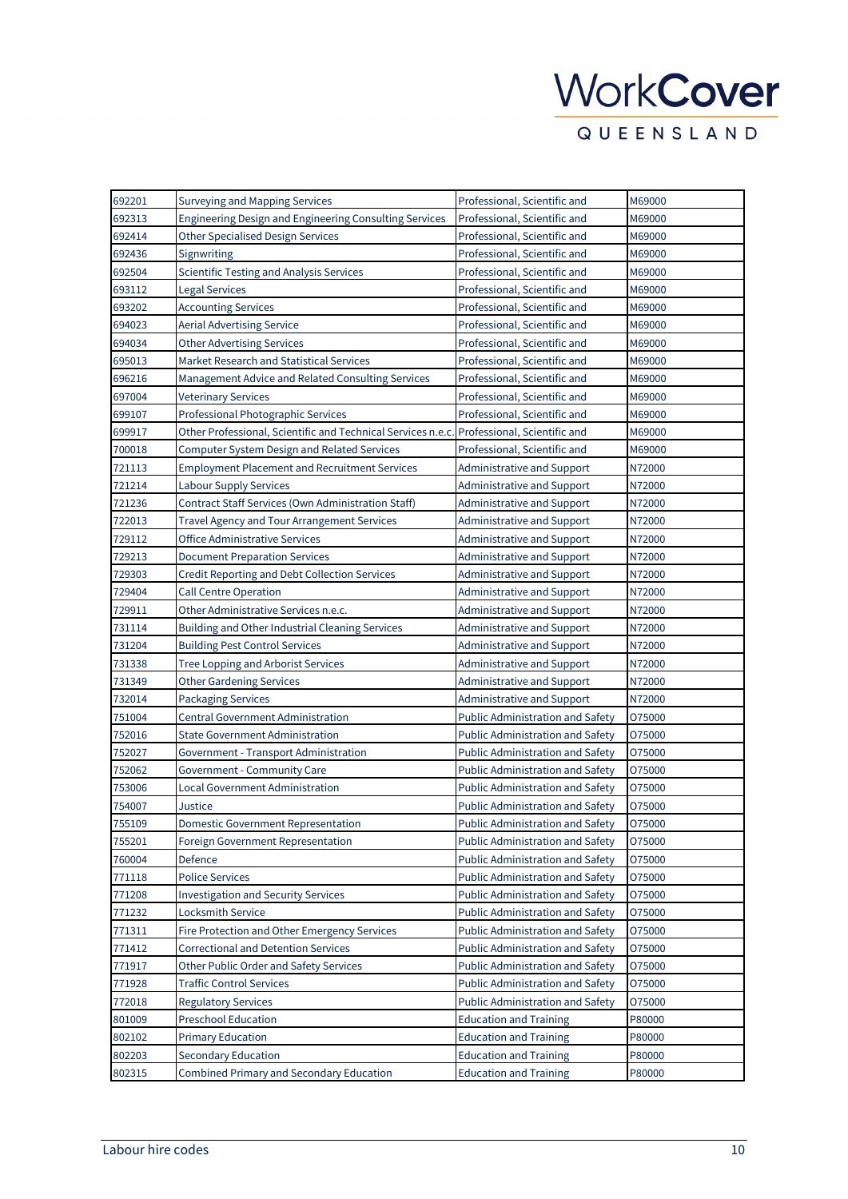| | | | |
|---|---|---|---|
| 692201 | Surveying and Mapping Services | Professional, Scientific and | M69000 |
| 692313 | Engineering Design and Engineering Consulting Services | Professional, Scientific and | M69000 |
| 692414 | Other Specialised Design Services | Professional, Scientific and | M69000 |
| 692436 | Signwriting | Professional, Scientific and | M69000 |
| 692504 | Scientific Testing and Analysis Services | Professional, Scientific and | M69000 |
| 693112 | Legal Services | Professional, Scientific and | M69000 |
| 693202 | Accounting Services | Professional, Scientific and | M69000 |
| 694023 | Aerial Advertising Service | Professional, Scientific and | M69000 |
| 694034 | Other Advertising Services | Professional, Scientific and | M69000 |
| 695013 | Market Research and Statistical Services | Professional, Scientific and | M69000 |
| 696216 | Management Advice and Related Consulting Services | Professional, Scientific and | M69000 |
| 697004 | Veterinary Services | Professional, Scientific and | M69000 |
| 699107 | Professional Photographic Services | Professional, Scientific and | M69000 |
| 699917 | Other Professional, Scientific and Technical Services n.e.c. | Professional, Scientific and | M69000 |
| 700018 | Computer System Design and Related Services | Professional, Scientific and | M69000 |
| 721113 | Employment Placement and Recruitment Services | Administrative and Support | N72000 |
| 721214 | Labour Supply Services | Administrative and Support | N72000 |
| 721236 | Contract Staff Services (Own Administration Staff) | Administrative and Support | N72000 |
| 722013 | Travel Agency and Tour Arrangement Services | Administrative and Support | N72000 |
| 729112 | Office Administrative Services | Administrative and Support | N72000 |
| 729213 | Document Preparation Services | Administrative and Support | N72000 |
| 729303 | Credit Reporting and Debt Collection Services | Administrative and Support | N72000 |
| 729404 | Call Centre Operation | Administrative and Support | N72000 |
| 729911 | Other Administrative Services n.e.c. | Administrative and Support | N72000 |
| 731114 | Building and Other Industrial Cleaning Services | Administrative and Support | N72000 |
| 731204 | Building Pest Control Services | Administrative and Support | N72000 |
| 731338 | Tree Lopping and Arborist Services | Administrative and Support | N72000 |
| 731349 | Other Gardening Services | Administrative and Support | N72000 |
| 732014 | Packaging Services | Administrative and Support | N72000 |
| 751004 | Central Government Administration | Public Administration and Safety | O75000 |
| 752016 | State Government Administration | Public Administration and Safety | O75000 |
| 752027 | Government - Transport Administration | Public Administration and Safety | O75000 |
| 752062 | Government - Community Care | Public Administration and Safety | O75000 |
| 753006 | Local Government Administration | Public Administration and Safety | O75000 |
| 754007 | Justice | Public Administration and Safety | O75000 |
| 755109 | Domestic Government Representation | Public Administration and Safety | O75000 |
| 755201 | Foreign Government Representation | Public Administration and Safety | O75000 |
| 760004 | Defence | Public Administration and Safety | O75000 |
| 771118 | Police Services | Public Administration and Safety | O75000 |
| 771208 | Investigation and Security Services | Public Administration and Safety | O75000 |
| 771232 | Locksmith Service | Public Administration and Safety | O75000 |
| 771311 | Fire Protection and Other Emergency Services | Public Administration and Safety | O75000 |
| 771412 | Correctional and Detention Services | Public Administration and Safety | O75000 |
| 771917 | Other Public Order and Safety Services | Public Administration and Safety | O75000 |
| 771928 | Traffic Control Services | Public Administration and Safety | O75000 |
| 772018 | Regulatory Services | Public Administration and Safety | O75000 |
| 801009 | Preschool Education | Education and Training | P80000 |
| 802102 | Primary Education | Education and Training | P80000 |
| 802203 | Secondary Education | Education and Training | P80000 |
| 802315 | Combined Primary and Secondary Education | Education and Training | P80000 |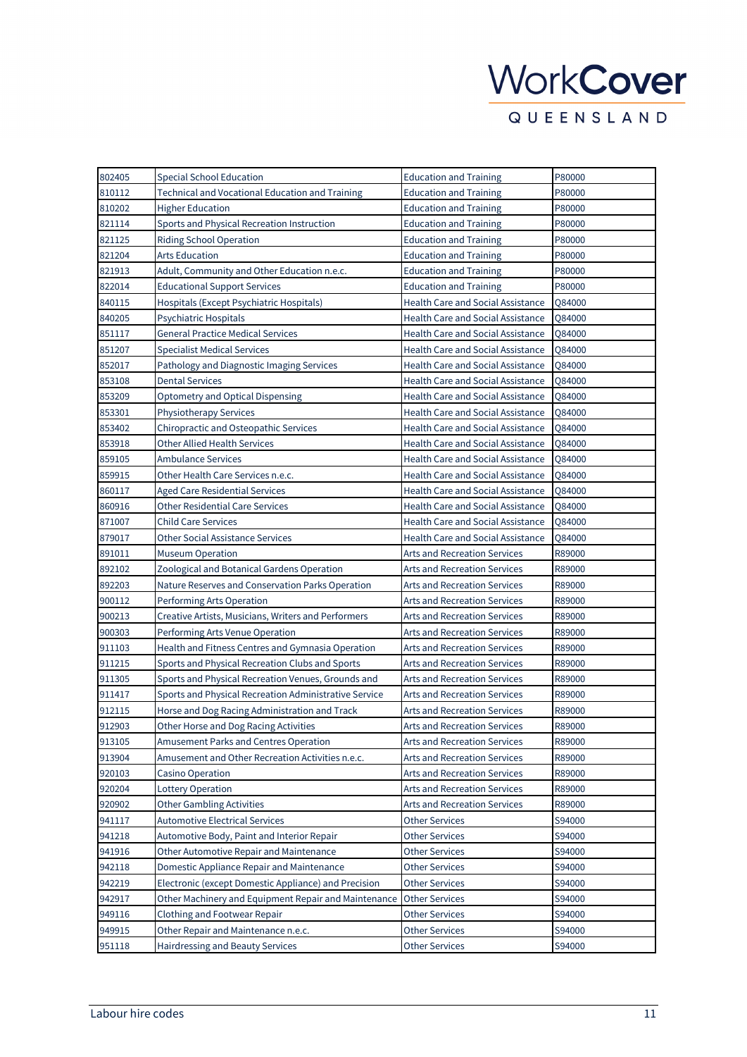| 802405 | Special School Education | Education and Training | P80000 |
|---|---|---|---|
| 810112 | Technical and Vocational Education and Training | Education and Training | P80000 |
| 810202 | Higher Education | Education and Training | P80000 |
| 821114 | Sports and Physical Recreation Instruction | Education and Training | P80000 |
| 821125 | Riding School Operation | Education and Training | P80000 |
| 821204 | Arts Education | Education and Training | P80000 |
| 821913 | Adult, Community and Other Education n.e.c. | Education and Training | P80000 |
| 822014 | Educational Support Services | Education and Training | P80000 |
| 840115 | Hospitals (Except Psychiatric Hospitals) | Health Care and Social Assistance | Q84000 |
| 840205 | Psychiatric Hospitals | Health Care and Social Assistance | Q84000 |
| 851117 | General Practice Medical Services | Health Care and Social Assistance | Q84000 |
| 851207 | Specialist Medical Services | Health Care and Social Assistance | Q84000 |
| 852017 | Pathology and Diagnostic Imaging Services | Health Care and Social Assistance | Q84000 |
| 853108 | Dental Services | Health Care and Social Assistance | Q84000 |
| 853209 | Optometry and Optical Dispensing | Health Care and Social Assistance | Q84000 |
| 853301 | Physiotherapy Services | Health Care and Social Assistance | Q84000 |
| 853402 | Chiropractic and Osteopathic Services | Health Care and Social Assistance | Q84000 |
| 853918 | Other Allied Health Services | Health Care and Social Assistance | Q84000 |
| 859105 | Ambulance Services | Health Care and Social Assistance | Q84000 |
| 859915 | Other Health Care Services n.e.c. | Health Care and Social Assistance | Q84000 |
| 860117 | Aged Care Residential Services | Health Care and Social Assistance | Q84000 |
| 860916 | Other Residential Care Services | Health Care and Social Assistance | Q84000 |
| 871007 | Child Care Services | Health Care and Social Assistance | Q84000 |
| 879017 | Other Social Assistance Services | Health Care and Social Assistance | Q84000 |
| 891011 | Museum Operation | Arts and Recreation Services | R89000 |
| 892102 | Zoological and Botanical Gardens Operation | Arts and Recreation Services | R89000 |
| 892203 | Nature Reserves and Conservation Parks Operation | Arts and Recreation Services | R89000 |
| 900112 | Performing Arts Operation | Arts and Recreation Services | R89000 |
| 900213 | Creative Artists, Musicians, Writers and Performers | Arts and Recreation Services | R89000 |
| 900303 | Performing Arts Venue Operation | Arts and Recreation Services | R89000 |
| 911103 | Health and Fitness Centres and Gymnasia Operation | Arts and Recreation Services | R89000 |
| 911215 | Sports and Physical Recreation Clubs and Sports | Arts and Recreation Services | R89000 |
| 911305 | Sports and Physical Recreation Venues, Grounds and | Arts and Recreation Services | R89000 |
| 911417 | Sports and Physical Recreation Administrative Service | Arts and Recreation Services | R89000 |
| 912115 | Horse and Dog Racing Administration and Track | Arts and Recreation Services | R89000 |
| 912903 | Other Horse and Dog Racing Activities | Arts and Recreation Services | R89000 |
| 913105 | Amusement Parks and Centres Operation | Arts and Recreation Services | R89000 |
| 913904 | Amusement and Other Recreation Activities n.e.c. | Arts and Recreation Services | R89000 |
| 920103 | Casino Operation | Arts and Recreation Services | R89000 |
| 920204 | Lottery Operation | Arts and Recreation Services | R89000 |
| 920902 | Other Gambling Activities | Arts and Recreation Services | R89000 |
| 941117 | Automotive Electrical Services | Other Services | S94000 |
| 941218 | Automotive Body, Paint and Interior Repair | Other Services | S94000 |
| 941916 | Other Automotive Repair and Maintenance | Other Services | S94000 |
| 942118 | Domestic Appliance Repair and Maintenance | Other Services | S94000 |
| 942219 | Electronic (except Domestic Appliance) and Precision | Other Services | S94000 |
| 942917 | Other Machinery and Equipment Repair and Maintenance | Other Services | S94000 |
| 949116 | Clothing and Footwear Repair | Other Services | S94000 |
| 949915 | Other Repair and Maintenance n.e.c. | Other Services | S94000 |
| 951118 | Hairdressing and Beauty Services | Other Services | S94000 |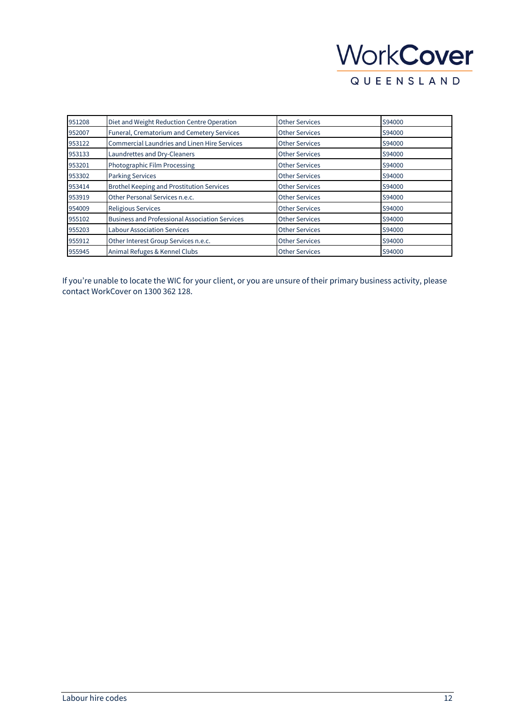| | | | |
|---|---|---|---|
| 951208 | Diet and Weight Reduction Centre Operation | Other Services | S94000 |
| 952007 | Funeral, Crematorium and Cemetery Services | Other Services | S94000 |
| 953122 | Commercial Laundries and Linen Hire Services | Other Services | S94000 |
| 953133 | Laundrettes and Dry-Cleaners | Other Services | S94000 |
| 953201 | Photographic Film Processing | Other Services | S94000 |
| 953302 | Parking Services | Other Services | S94000 |
| 953414 | Brothel Keeping and Prostitution Services | Other Services | S94000 |
| 953919 | Other Personal Services n.e.c. | Other Services | S94000 |
| 954009 | Religious Services | Other Services | S94000 |
| 955102 | Business and Professional Association Services | Other Services | S94000 |
| 955203 | Labour Association Services | Other Services | S94000 |
| 955912 | Other Interest Group Services n.e.c. | Other Services | S94000 |
| 955945 | Animal Refuges & Kennel Clubs | Other Services | S94000 |

If you're unable to locate the WIC for your client, or you are unsure of their primary business activity, please contact WorkCover on 1300 362 128.